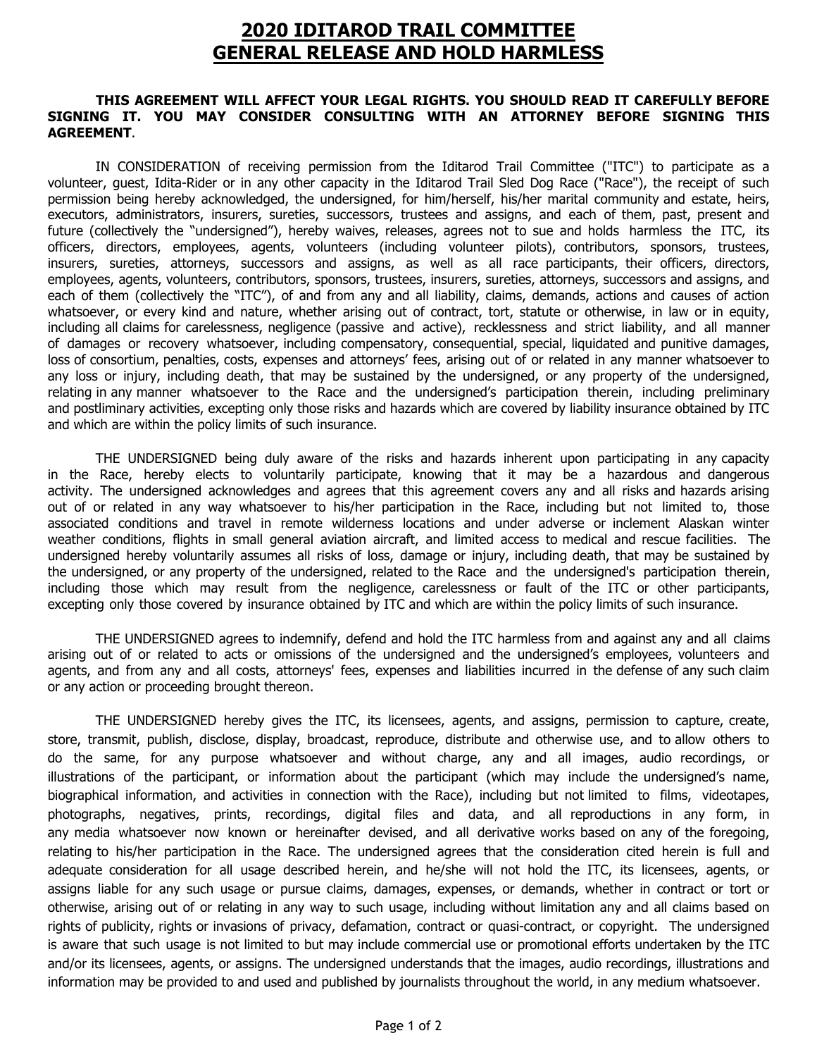# 2020 IDITAROD TRAIL COMMITTEE
# GENERAL RELEASE AND HOLD HARMLESS

**THIS AGREEMENT WILL AFFECT YOUR LEGAL RIGHTS. YOU SHOULD READ IT CAREFULLY BEFORE SIGNING IT. YOU MAY CONSIDER CONSULTING WITH AN ATTORNEY BEFORE SIGNING THIS AGREEMENT**.

IN CONSIDERATION of receiving permission from the Iditarod Trail Committee ("ITC") to participate as a volunteer, guest, Idita-Rider or in any other capacity in the Iditarod Trail Sled Dog Race ("Race"), the receipt of such permission being hereby acknowledged, the undersigned, for him/herself, his/her marital community and estate, heirs, executors, administrators, insurers, sureties, successors, trustees and assigns, and each of them, past, present and future (collectively the "undersigned"), hereby waives, releases, agrees not to sue and holds harmless the ITC, its officers, directors, employees, agents, volunteers (including volunteer pilots), contributors, sponsors, trustees, insurers, sureties, attorneys, successors and assigns, as well as all race participants, their officers, directors, employees, agents, volunteers, contributors, sponsors, trustees, insurers, sureties, attorneys, successors and assigns, and each of them (collectively the "ITC"), of and from any and all liability, claims, demands, actions and causes of action whatsoever, or every kind and nature, whether arising out of contract, tort, statute or otherwise, in law or in equity, including all claims for carelessness, negligence (passive and active), recklessness and strict liability, and all manner of damages or recovery whatsoever, including compensatory, consequential, special, liquidated and punitive damages, loss of consortium, penalties, costs, expenses and attorneys' fees, arising out of or related in any manner whatsoever to any loss or injury, including death, that may be sustained by the undersigned, or any property of the undersigned, relating in any manner whatsoever to the Race and the undersigned's participation therein, including preliminary and postliminary activities, excepting only those risks and hazards which are covered by liability insurance obtained by ITC and which are within the policy limits of such insurance.

THE UNDERSIGNED being duly aware of the risks and hazards inherent upon participating in any capacity in the Race, hereby elects to voluntarily participate, knowing that it may be a hazardous and dangerous activity. The undersigned acknowledges and agrees that this agreement covers any and all risks and hazards arising out of or related in any way whatsoever to his/her participation in the Race, including but not limited to, those associated conditions and travel in remote wilderness locations and under adverse or inclement Alaskan winter weather conditions, flights in small general aviation aircraft, and limited access to medical and rescue facilities. The undersigned hereby voluntarily assumes all risks of loss, damage or injury, including death, that may be sustained by the undersigned, or any property of the undersigned, related to the Race and the undersigned's participation therein, including those which may result from the negligence, carelessness or fault of the ITC or other participants, excepting only those covered by insurance obtained by ITC and which are within the policy limits of such insurance.

THE UNDERSIGNED agrees to indemnify, defend and hold the ITC harmless from and against any and all claims arising out of or related to acts or omissions of the undersigned and the undersigned's employees, volunteers and agents, and from any and all costs, attorneys' fees, expenses and liabilities incurred in the defense of any such claim or any action or proceeding brought thereon.

THE UNDERSIGNED hereby gives the ITC, its licensees, agents, and assigns, permission to capture, create, store, transmit, publish, disclose, display, broadcast, reproduce, distribute and otherwise use, and to allow others to do the same, for any purpose whatsoever and without charge, any and all images, audio recordings, or illustrations of the participant, or information about the participant (which may include the undersigned's name, biographical information, and activities in connection with the Race), including but not limited to films, videotapes, photographs, negatives, prints, recordings, digital files and data, and all reproductions in any form, in any media whatsoever now known or hereinafter devised, and all derivative works based on any of the foregoing, relating to his/her participation in the Race. The undersigned agrees that the consideration cited herein is full and adequate consideration for all usage described herein, and he/she will not hold the ITC, its licensees, agents, or assigns liable for any such usage or pursue claims, damages, expenses, or demands, whether in contract or tort or otherwise, arising out of or relating in any way to such usage, including without limitation any and all claims based on rights of publicity, rights or invasions of privacy, defamation, contract or quasi-contract, or copyright. The undersigned is aware that such usage is not limited to but may include commercial use or promotional efforts undertaken by the ITC and/or its licensees, agents, or assigns. The undersigned understands that the images, audio recordings, illustrations and information may be provided to and used and published by journalists throughout the world, in any medium whatsoever.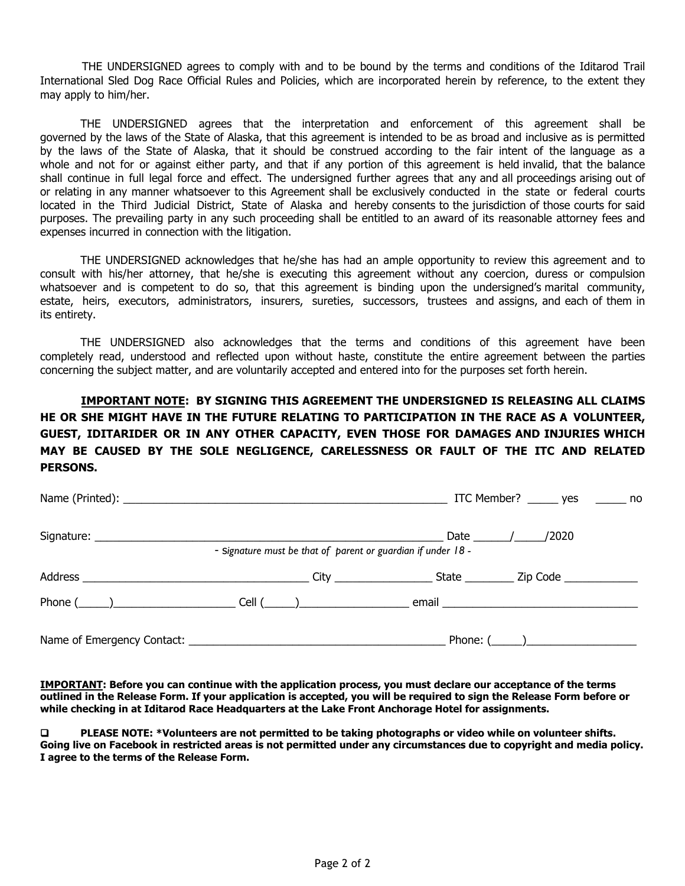THE UNDERSIGNED agrees to comply with and to be bound by the terms and conditions of the Iditarod Trail International Sled Dog Race Official Rules and Policies, which are incorporated herein by reference, to the extent they may apply to him/her.

THE UNDERSIGNED agrees that the interpretation and enforcement of this agreement shall be governed by the laws of the State of Alaska, that this agreement is intended to be as broad and inclusive as is permitted by the laws of the State of Alaska, that it should be construed according to the fair intent of the language as a whole and not for or against either party, and that if any portion of this agreement is held invalid, that the balance shall continue in full legal force and effect. The undersigned further agrees that any and all proceedings arising out of or relating in any manner whatsoever to this Agreement shall be exclusively conducted in the state or federal courts located in the Third Judicial District, State of Alaska and hereby consents to the jurisdiction of those courts for said purposes. The prevailing party in any such proceeding shall be entitled to an award of its reasonable attorney fees and expenses incurred in connection with the litigation.

THE UNDERSIGNED acknowledges that he/she has had an ample opportunity to review this agreement and to consult with his/her attorney, that he/she is executing this agreement without any coercion, duress or compulsion whatsoever and is competent to do so, that this agreement is binding upon the undersigned's marital community, estate, heirs, executors, administrators, insurers, sureties, successors, trustees and assigns, and each of them in its entirety.

THE UNDERSIGNED also acknowledges that the terms and conditions of this agreement have been completely read, understood and reflected upon without haste, constitute the entire agreement between the parties concerning the subject matter, and are voluntarily accepted and entered into for the purposes set forth herein.

**<u>IMPORTANT NOTE</u>: BY SIGNING THIS AGREEMENT THE UNDERSIGNED IS RELEASING ALL CLAIMS HE OR SHE MIGHT HAVE IN THE FUTURE RELATING TO PARTICIPATION IN THE RACE AS A VOLUNTEER, GUEST, IDITARIDER OR IN ANY OTHER CAPACITY, EVEN THOSE FOR DAMAGES AND INJURIES WHICH MAY BE CAUSED BY THE SOLE NEGLIGENCE, CARELESSNESS OR FAULT OF THE ITC AND RELATED PERSONS.**

Name (Printed): _______________________________________________ ITC Member? _____ yes _____ no

Signature: _______________________________________________ Date ______/_____/2020

*- Signature must be that of parent or guardian if under 18 -*

Address ________________________________ City ______________ State ________ Zip Code ____________

Phone (_____)__________________ Cell (_____)________________ email ______________________________

Name of Emergency Contact: ______________________________________ Phone: (_____)_________________

**<u>IMPORTANT</u>: Before you can continue with the application process, you must declare our acceptance of the terms outlined in the Release Form. If your application is accepted, you will be required to sign the Release Form before or while checking in at Iditarod Race Headquarters at the Lake Front Anchorage Hotel for assignments.**

☐ **PLEASE NOTE: *Volunteers are not permitted to be taking photographs or video while on volunteer shifts. Going live on Facebook in restricted areas is not permitted under any circumstances due to copyright and media policy. I agree to the terms of the Release Form.**